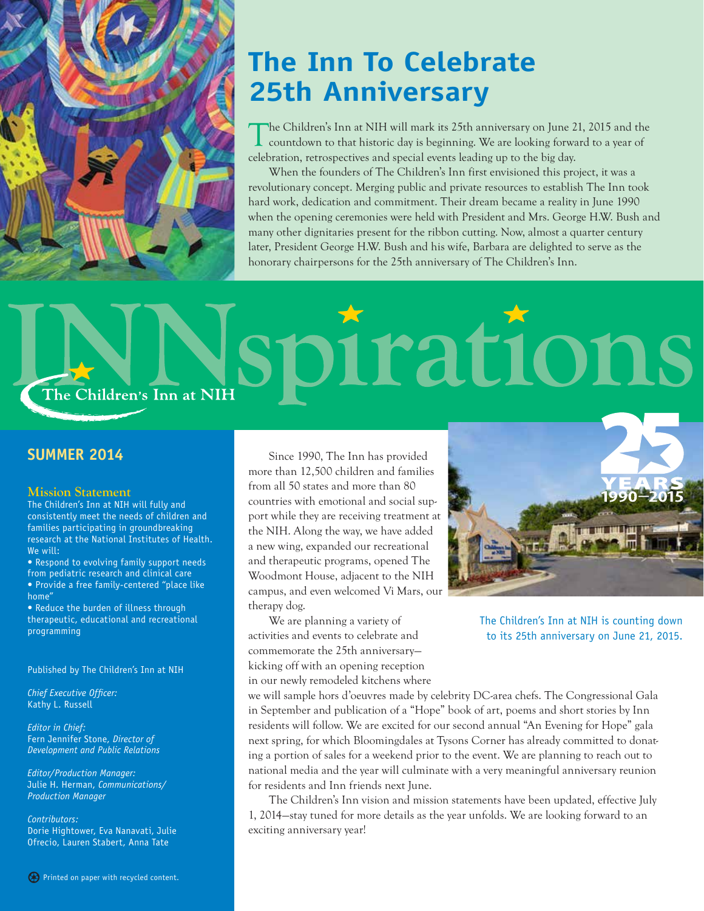# The Inn To Celebrate 25th Anniversary

The Children's Inn at NIH will mark its 25th anniversary on June 21, 2015 and the countdown to that historic day is beginning. We are looking forward to a year of celebration, retrospectives and special events leading up to the big day.

When the founders of The Children's Inn first envisioned this project, it was a revolutionary concept. Merging public and private resources to establish The Inn took hard work, dedication and commitment. Their dream became a reality in June 1990 when the opening ceremonies were held with President and Mrs. George H.W. Bush and many other dignitaries present for the ribbon cutting. Now, almost a quarter century later, President George H.W. Bush and his wife, Barbara are delighted to serve as the honorary chairpersons for the 25th anniversary of The Children's Inn.

# INNspirations

The Children's Inn at NIH

## SUMMER 2014

### Mission Statement

The Children's Inn at NIH will fully and consistently meet the needs of children and families participating in groundbreaking research at the National Institutes of Health. We will:

- Respond to evolving family support needs from pediatric research and clinical care
- Provide a free family-centered "place like home"
- Reduce the burden of illness through therapeutic, educational and recreational programming

Published by The Children's Inn at NIH

*Chief Executive Officer:*
Kathy L. Russell

*Editor in Chief:*
Fern Jennifer Stone, *Director of Development and Public Relations*

*Editor/Production Manager:*
Julie H. Herman, *Communications/ Production Manager*

*Contributors:*
Dorie Hightower, Eva Nanavati, Julie Ofrecio, Lauren Stabert, Anna Tate

Printed on paper with recycled content.

Since 1990, The Inn has provided more than 12,500 children and families from all 50 states and more than 80 countries with emotional and social support while they are receiving treatment at the NIH. Along the way, we have added a new wing, expanded our recreational and therapeutic programs, opened The Woodmont House, adjacent to the NIH campus, and even welcomed Vi Mars, our therapy dog.

We are planning a variety of activities and events to celebrate and commemorate the 25th anniversary—kicking off with an opening reception in our newly remodeled kitchens where we will sample hors d'oeuvres made by celebrity DC-area chefs. The Congressional Gala in September and publication of a "Hope" book of art, poems and short stories by Inn residents will follow. We are excited for our second annual "An Evening for Hope" gala next spring, for which Bloomingdales at Tysons Corner has already committed to donating a portion of sales for a weekend prior to the event. We are planning to reach out to national media and the year will culminate with a very meaningful anniversary reunion for residents and Inn friends next June.

The Children's Inn vision and mission statements have been updated, effective July 1, 2014—stay tuned for more details as the year unfolds. We are looking forward to an exciting anniversary year!

25 YEARS 1990–2015

The Children's Inn at NIH is counting down to its 25th anniversary on June 21, 2015.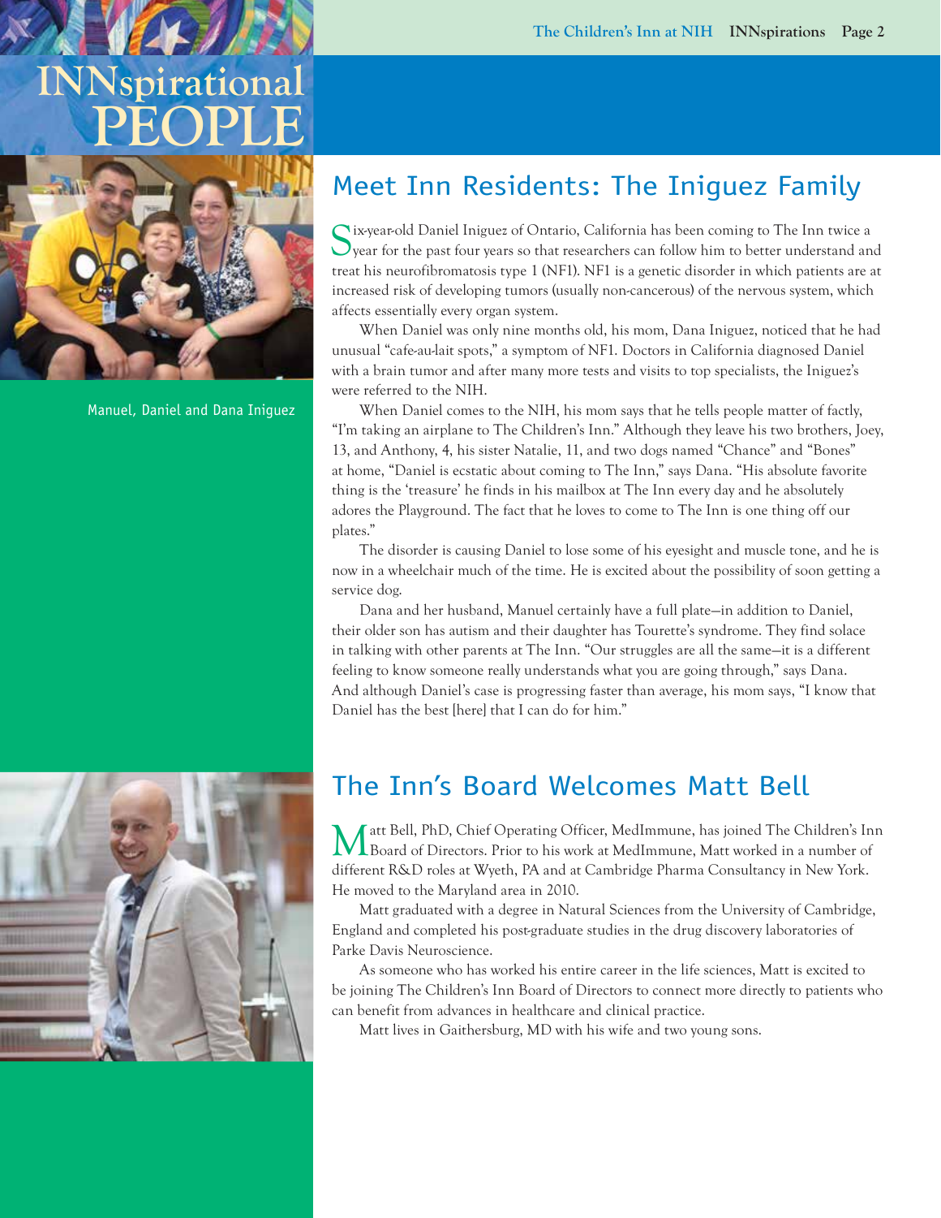# INNspirational PEOPLE

Manuel, Daniel and Dana Iniguez

## Meet Inn Residents: The Iniguez Family

Six-year-old Daniel Iniguez of Ontario, California has been coming to The Inn twice a year for the past four years so that researchers can follow him to better understand and treat his neurofibromatosis type 1 (NF1). NF1 is a genetic disorder in which patients are at increased risk of developing tumors (usually non-cancerous) of the nervous system, which affects essentially every organ system.

When Daniel was only nine months old, his mom, Dana Iniguez, noticed that he had unusual "cafe-au-lait spots," a symptom of NF1. Doctors in California diagnosed Daniel with a brain tumor and after many more tests and visits to top specialists, the Iniguez's were referred to the NIH.

When Daniel comes to the NIH, his mom says that he tells people matter of factly, "I'm taking an airplane to The Children's Inn." Although they leave his two brothers, Joey, 13, and Anthony, 4, his sister Natalie, 11, and two dogs named "Chance" and "Bones" at home, "Daniel is ecstatic about coming to The Inn," says Dana. "His absolute favorite thing is the 'treasure' he finds in his mailbox at The Inn every day and he absolutely adores the Playground. The fact that he loves to come to The Inn is one thing off our plates."

The disorder is causing Daniel to lose some of his eyesight and muscle tone, and he is now in a wheelchair much of the time. He is excited about the possibility of soon getting a service dog.

Dana and her husband, Manuel certainly have a full plate—in addition to Daniel, their older son has autism and their daughter has Tourette's syndrome. They find solace in talking with other parents at The Inn. "Our struggles are all the same—it is a different feeling to know someone really understands what you are going through," says Dana. And although Daniel's case is progressing faster than average, his mom says, "I know that Daniel has the best [here] that I can do for him."

## The Inn's Board Welcomes Matt Bell

Matt Bell, PhD, Chief Operating Officer, MedImmune, has joined The Children's Inn Board of Directors. Prior to his work at MedImmune, Matt worked in a number of different R&D roles at Wyeth, PA and at Cambridge Pharma Consultancy in New York. He moved to the Maryland area in 2010.

Matt graduated with a degree in Natural Sciences from the University of Cambridge, England and completed his post-graduate studies in the drug discovery laboratories of Parke Davis Neuroscience.

As someone who has worked his entire career in the life sciences, Matt is excited to be joining The Children's Inn Board of Directors to connect more directly to patients who can benefit from advances in healthcare and clinical practice.

Matt lives in Gaithersburg, MD with his wife and two young sons.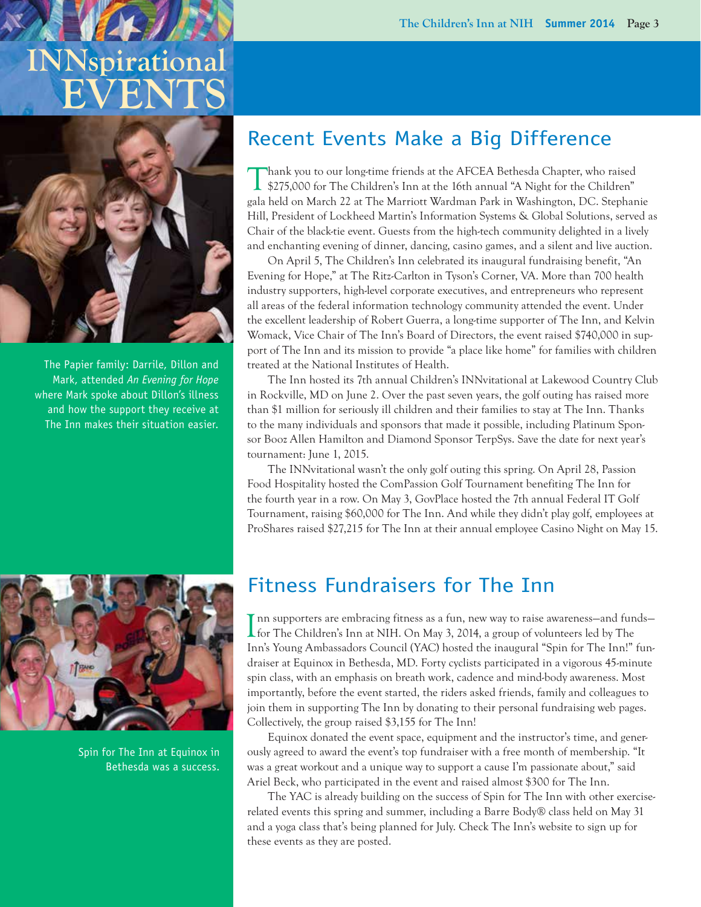# INNspirational EVENTS

## Recent Events Make a Big Difference

Thank you to our long-time friends at the AFCEA Bethesda Chapter, who raised $275,000 for The Children's Inn at the 16th annual "A Night for the Children" gala held on March 22 at The Marriott Wardman Park in Washington, DC. Stephanie Hill, President of Lockheed Martin's Information Systems & Global Solutions, served as Chair of the black-tie event. Guests from the high-tech community delighted in a lively and enchanting evening of dinner, dancing, casino games, and a silent and live auction.

On April 5, The Children's Inn celebrated its inaugural fundraising benefit, "An Evening for Hope," at The Ritz-Carlton in Tyson's Corner, VA. More than 700 health industry supporters, high-level corporate executives, and entrepreneurs who represent all areas of the federal information technology community attended the event. Under the excellent leadership of Robert Guerra, a long-time supporter of The Inn, and Kelvin Womack, Vice Chair of The Inn's Board of Directors, the event raised $740,000 in support of The Inn and its mission to provide "a place like home" for families with children treated at the National Institutes of Health.

The Inn hosted its 7th annual Children's INNvitational at Lakewood Country Club in Rockville, MD on June 2. Over the past seven years, the golf outing has raised more than $1 million for seriously ill children and their families to stay at The Inn. Thanks to the many individuals and sponsors that made it possible, including Platinum Sponsor Booz Allen Hamilton and Diamond Sponsor TerpSys. Save the date for next year's tournament: June 1, 2015.

The INNvitational wasn't the only golf outing this spring. On April 28, Passion Food Hospitality hosted the ComPassion Golf Tournament benefiting The Inn for the fourth year in a row. On May 3, GovPlace hosted the 7th annual Federal IT Golf Tournament, raising $60,000 for The Inn. And while they didn't play golf, employees at ProShares raised $27,215 for The Inn at their annual employee Casino Night on May 15.

The Papier family: Darrile, Dillon and Mark, attended *An Evening for Hope* where Mark spoke about Dillon's illness and how the support they receive at The Inn makes their situation easier.

## Fitness Fundraisers for The Inn

Inn supporters are embracing fitness as a fun, new way to raise awareness—and funds—for The Children's Inn at NIH. On May 3, 2014, a group of volunteers led by The Inn's Young Ambassadors Council (YAC) hosted the inaugural "Spin for The Inn!" fundraiser at Equinox in Bethesda, MD. Forty cyclists participated in a vigorous 45-minute spin class, with an emphasis on breath work, cadence and mind-body awareness. Most importantly, before the event started, the riders asked friends, family and colleagues to join them in supporting The Inn by donating to their personal fundraising web pages. Collectively, the group raised $3,155 for The Inn!

Equinox donated the event space, equipment and the instructor's time, and generously agreed to award the event's top fundraiser with a free month of membership. "It was a great workout and a unique way to support a cause I'm passionate about," said Ariel Beck, who participated in the event and raised almost $300 for The Inn.

The YAC is already building on the success of Spin for The Inn with other exercise-related events this spring and summer, including a Barre Body® class held on May 31 and a yoga class that's being planned for July. Check The Inn's website to sign up for these events as they are posted.

Spin for The Inn at Equinox in Bethesda was a success.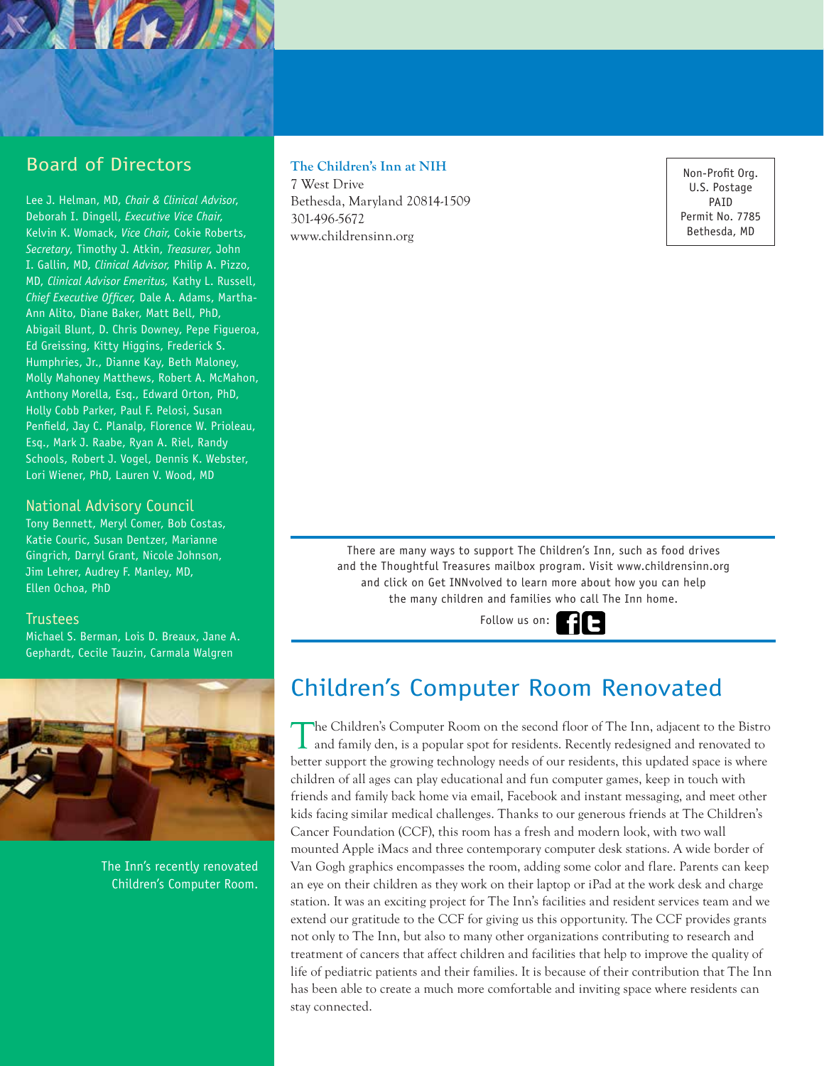## Board of Directors

Lee J. Helman, MD, *Chair & Clinical Advisor,* Deborah I. Dingell, *Executive Vice Chair,* Kelvin K. Womack, *Vice Chair,* Cokie Roberts, *Secretary,* Timothy J. Atkin, *Treasurer,* John I. Gallin, MD, *Clinical Advisor,* Philip A. Pizzo, MD, *Clinical Advisor Emeritus,* Kathy L. Russell, *Chief Executive Officer,* Dale A. Adams, Martha-Ann Alito, Diane Baker, Matt Bell, PhD, Abigail Blunt, D. Chris Downey, Pepe Figueroa, Ed Greissing, Kitty Higgins, Frederick S. Humphries, Jr., Dianne Kay, Beth Maloney, Molly Mahoney Matthews, Robert A. McMahon, Anthony Morella, Esq., Edward Orton, PhD, Holly Cobb Parker, Paul F. Pelosi, Susan Penfield, Jay C. Planalp, Florence W. Prioleau, Esq., Mark J. Raabe, Ryan A. Riel, Randy Schools, Robert J. Vogel, Dennis K. Webster, Lori Wiener, PhD, Lauren V. Wood, MD

## National Advisory Council

Tony Bennett, Meryl Comer, Bob Costas, Katie Couric, Susan Dentzer, Marianne Gingrich, Darryl Grant, Nicole Johnson, Jim Lehrer, Audrey F. Manley, MD, Ellen Ochoa, PhD

## Trustees

Michael S. Berman, Lois D. Breaux, Jane A. Gephardt, Cecile Tauzin, Carmala Walgren

The Inn's recently renovated Children's Computer Room.

**The Children's Inn at NIH**
7 West Drive
Bethesda, Maryland 20814-1509
301-496-5672
www.childrensinn.org

Non-Profit Org.
U.S. Postage
PAID
Permit No. 7785
Bethesda, MD

There are many ways to support The Children's Inn, such as food drives and the Thoughtful Treasures mailbox program. Visit www.childrensinn.org and click on Get INNvolved to learn more about how you can help the many children and families who call The Inn home.

Follow us on:

## Children's Computer Room Renovated

The Children's Computer Room on the second floor of The Inn, adjacent to the Bistro and family den, is a popular spot for residents. Recently redesigned and renovated to better support the growing technology needs of our residents, this updated space is where children of all ages can play educational and fun computer games, keep in touch with friends and family back home via email, Facebook and instant messaging, and meet other kids facing similar medical challenges. Thanks to our generous friends at The Children's Cancer Foundation (CCF), this room has a fresh and modern look, with two wall mounted Apple iMacs and three contemporary computer desk stations. A wide border of Van Gogh graphics encompasses the room, adding some color and flare. Parents can keep an eye on their children as they work on their laptop or iPad at the work desk and charge station. It was an exciting project for The Inn's facilities and resident services team and we extend our gratitude to the CCF for giving us this opportunity. The CCF provides grants not only to The Inn, but also to many other organizations contributing to research and treatment of cancers that affect children and facilities that help to improve the quality of life of pediatric patients and their families. It is because of their contribution that The Inn has been able to create a much more comfortable and inviting space where residents can stay connected.